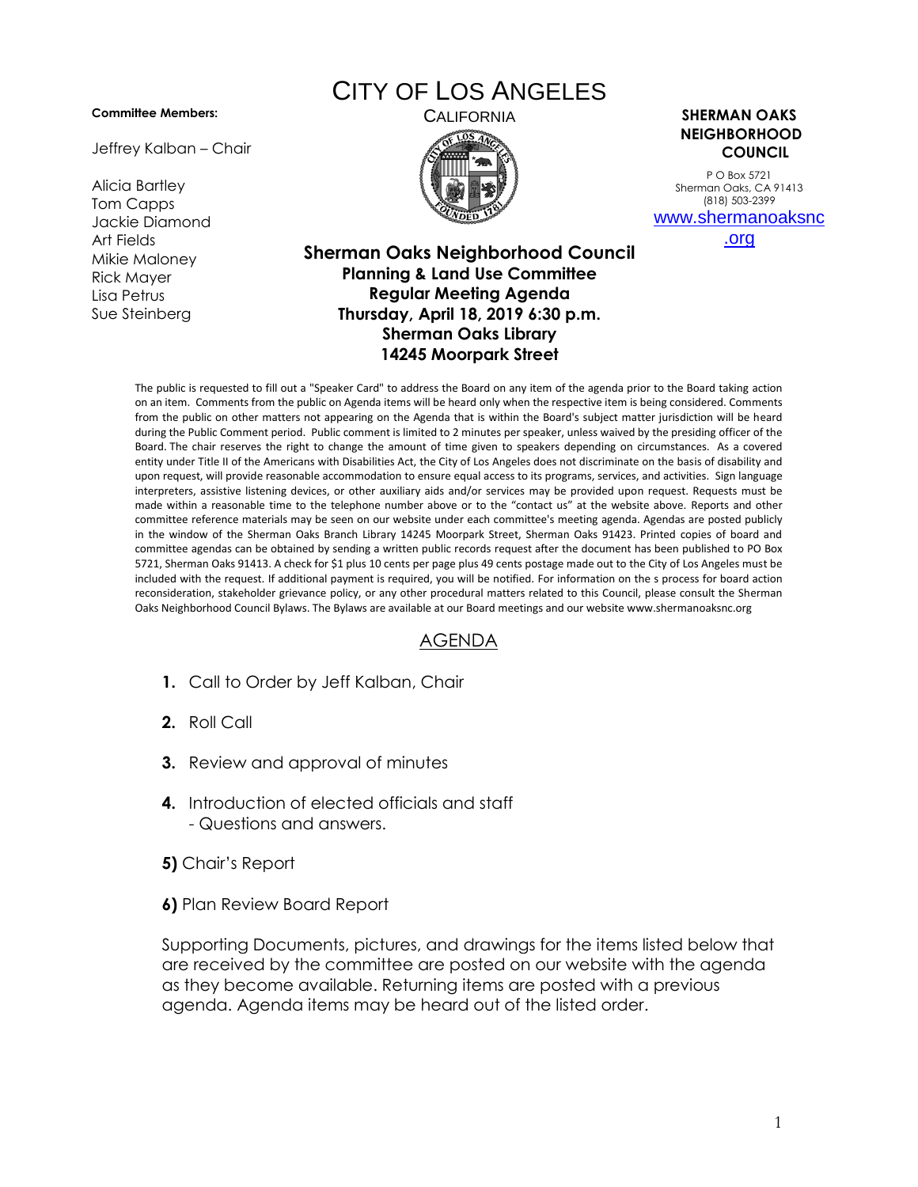# CITY OF LOS ANGELES

CALIFORNIA

**Committee Members:**

Jeffrey Kalban – Chair

Alicia Bartley
Tom Capps
Jackie Diamond
Art Fields
Mikie Maloney
Rick Mayer
Lisa Petrus
Sue Steinberg

**SHERMAN OAKS NEIGHBORHOOD COUNCIL**

P O Box 5721
Sherman Oaks, CA 91413
(818) 503-2399
www.shermanoaksnc.org

## Sherman Oaks Neighborhood Council
### Planning & Land Use Committee
### Regular Meeting Agenda
### Thursday, April 18, 2019 6:30 p.m.
### Sherman Oaks Library
### 14245 Moorpark Street

The public is requested to fill out a "Speaker Card" to address the Board on any item of the agenda prior to the Board taking action on an item. Comments from the public on Agenda items will be heard only when the respective item is being considered. Comments from the public on other matters not appearing on the Agenda that is within the Board's subject matter jurisdiction will be heard during the Public Comment period. Public comment is limited to 2 minutes per speaker, unless waived by the presiding officer of the Board. The chair reserves the right to change the amount of time given to speakers depending on circumstances. As a covered entity under Title II of the Americans with Disabilities Act, the City of Los Angeles does not discriminate on the basis of disability and upon request, will provide reasonable accommodation to ensure equal access to its programs, services, and activities. Sign language interpreters, assistive listening devices, or other auxiliary aids and/or services may be provided upon request. Requests must be made within a reasonable time to the telephone number above or to the "contact us" at the website above. Reports and other committee reference materials may be seen on our website under each committee's meeting agenda. Agendas are posted publicly in the window of the Sherman Oaks Branch Library 14245 Moorpark Street, Sherman Oaks 91423. Printed copies of board and committee agendas can be obtained by sending a written public records request after the document has been published to PO Box 5721, Sherman Oaks 91413. A check for $1 plus 10 cents per page plus 49 cents postage made out to the City of Los Angeles must be included with the request. If additional payment is required, you will be notified. For information on the s process for board action reconsideration, stakeholder grievance policy, or any other procedural matters related to this Council, please consult the Sherman Oaks Neighborhood Council Bylaws. The Bylaws are available at our Board meetings and our website www.shermanoaksnc.org

## AGENDA

**1.** Call to Order by Jeff Kalban, Chair

**2.** Roll Call

**3.** Review and approval of minutes

**4.** Introduction of elected officials and staff
- Questions and answers.

**5)** Chair's Report

**6)** Plan Review Board Report

Supporting Documents, pictures, and drawings for the items listed below that are received by the committee are posted on our website with the agenda as they become available. Returning items are posted with a previous agenda. Agenda items may be heard out of the listed order.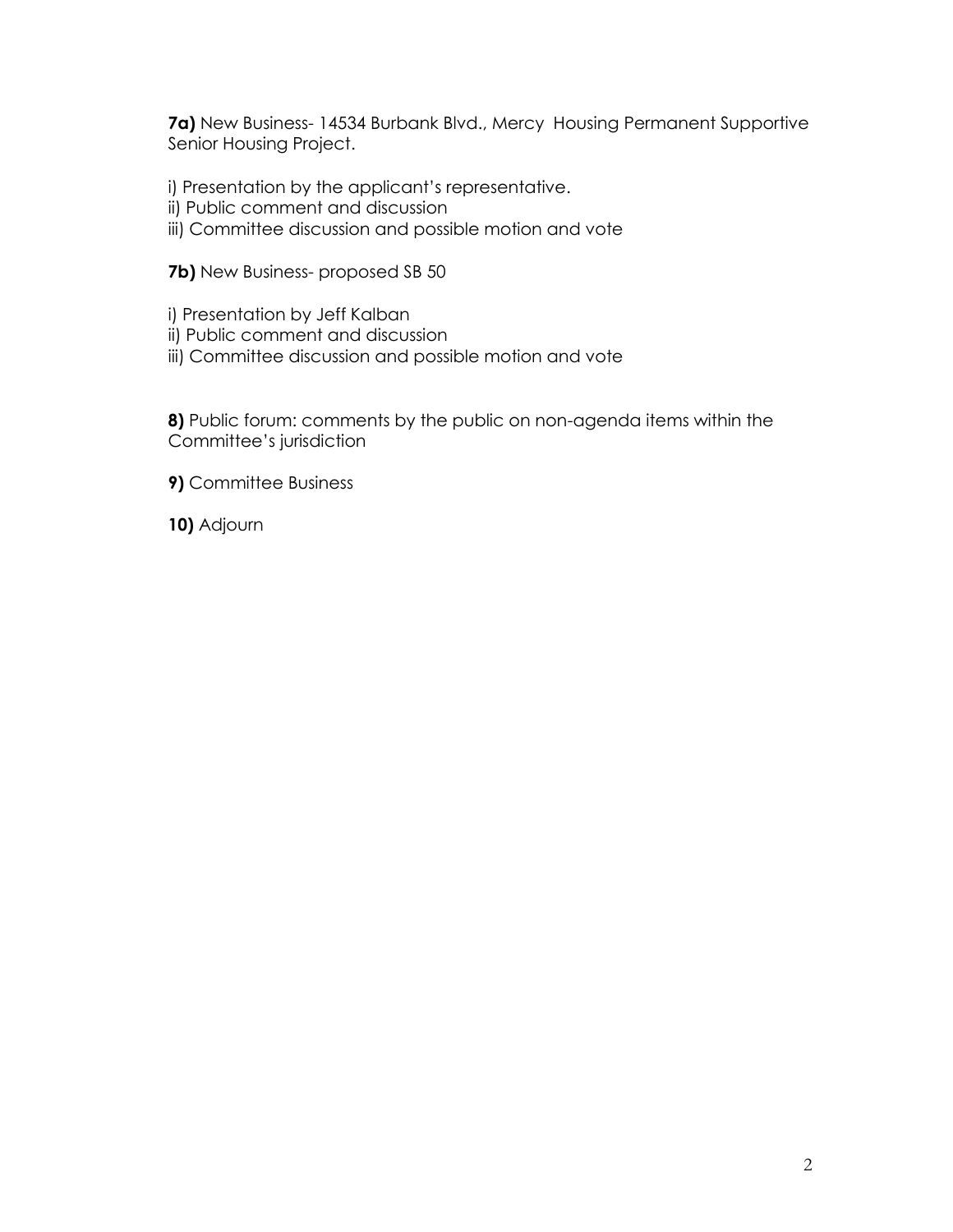**7a)** New Business- 14534 Burbank Blvd., Mercy Housing Permanent Supportive Senior Housing Project.

i) Presentation by the applicant's representative.
ii) Public comment and discussion
iii) Committee discussion and possible motion and vote

**7b)** New Business- proposed SB 50

i) Presentation by Jeff Kalban
ii) Public comment and discussion
iii) Committee discussion and possible motion and vote

**8)** Public forum: comments by the public on non-agenda items within the Committee's jurisdiction

**9)** Committee Business

**10)** Adjourn